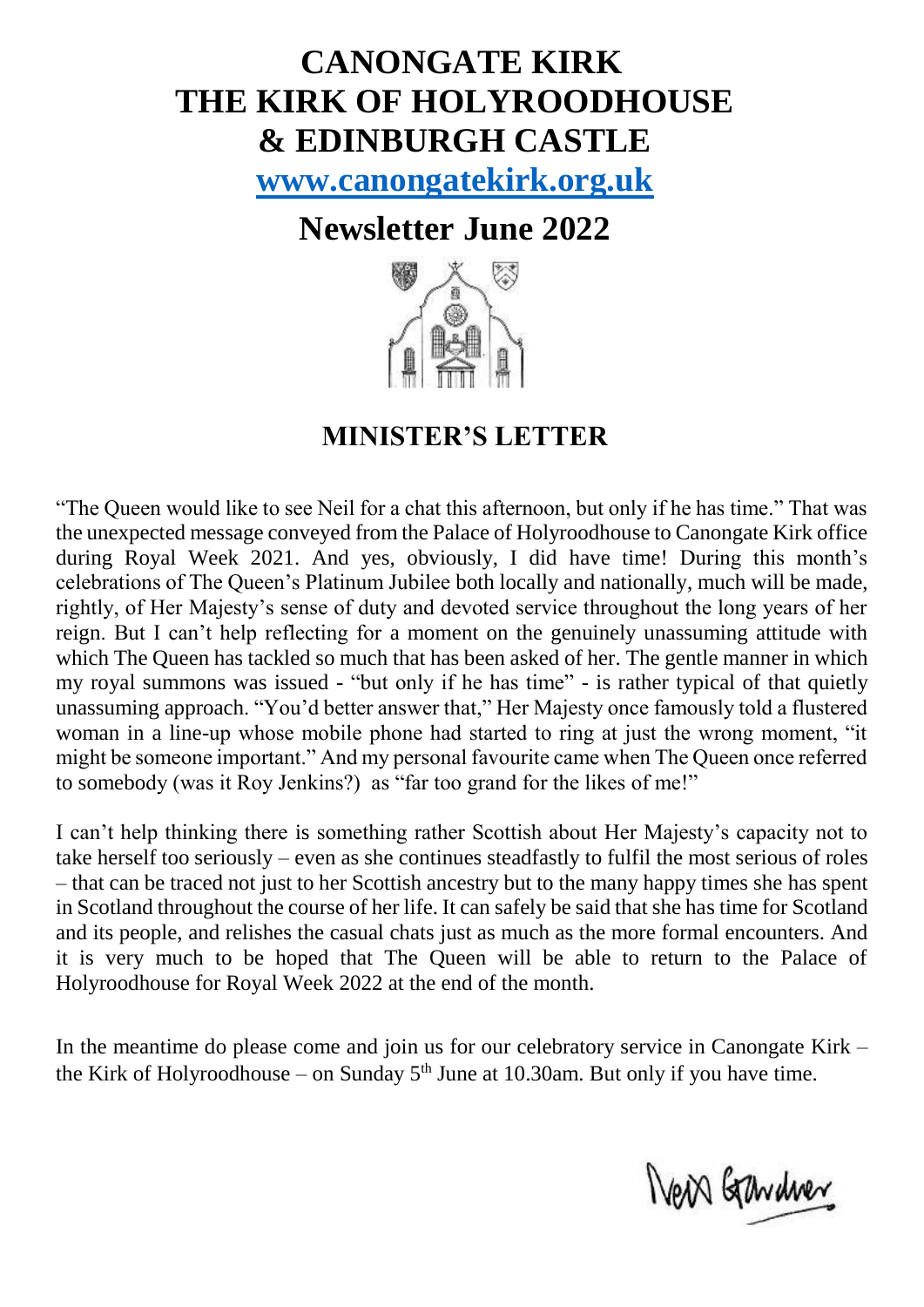# CANONGATE KIRK
# THE KIRK OF HOLYROODHOUSE
# & EDINBURGH CASTLE

**[www.canongatekirk.org.uk](http://www.canongatekirk.org.uk)**

## Newsletter June 2022

## MINISTER'S LETTER

"The Queen would like to see Neil for a chat this afternoon, but only if he has time." That was the unexpected message conveyed from the Palace of Holyroodhouse to Canongate Kirk office during Royal Week 2021. And yes, obviously, I did have time! During this month's celebrations of The Queen's Platinum Jubilee both locally and nationally, much will be made, rightly, of Her Majesty's sense of duty and devoted service throughout the long years of her reign. But I can't help reflecting for a moment on the genuinely unassuming attitude with which The Queen has tackled so much that has been asked of her. The gentle manner in which my royal summons was issued - "but only if he has time" - is rather typical of that quietly unassuming approach. "You'd better answer that," Her Majesty once famously told a flustered woman in a line-up whose mobile phone had started to ring at just the wrong moment, "it might be someone important." And my personal favourite came when The Queen once referred to somebody (was it Roy Jenkins?) as "far too grand for the likes of me!"

I can't help thinking there is something rather Scottish about Her Majesty's capacity not to take herself too seriously – even as she continues steadfastly to fulfil the most serious of roles – that can be traced not just to her Scottish ancestry but to the many happy times she has spent in Scotland throughout the course of her life. It can safely be said that she has time for Scotland and its people, and relishes the casual chats just as much as the more formal encounters. And it is very much to be hoped that The Queen will be able to return to the Palace of Holyroodhouse for Royal Week 2022 at the end of the month.

In the meantime do please come and join us for our celebratory service in Canongate Kirk – the Kirk of Holyroodhouse – on Sunday 5th June at 10.30am. But only if you have time.

Neil Gardner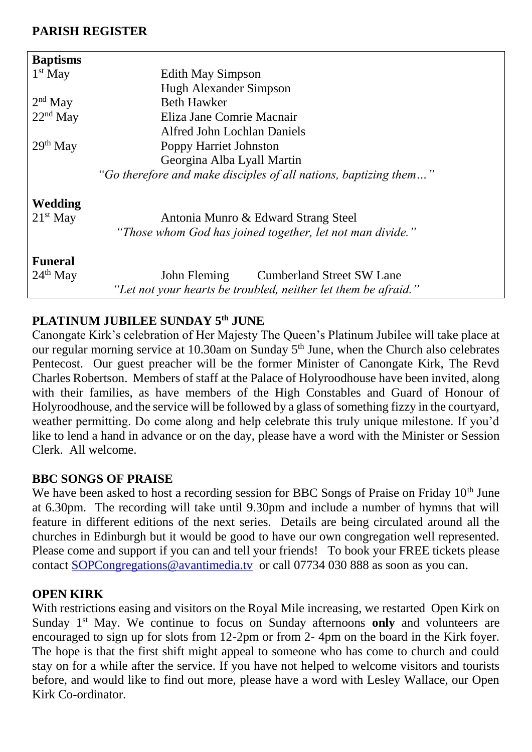## PARISH REGISTER

| | |
|---|---|
| **Baptisms** | |
| 1st May | Edith May Simpson |
| | Hugh Alexander Simpson |
| 2nd May | Beth Hawker |
| 22nd May | Eliza Jane Comrie Macnair |
| | Alfred John Lochlan Daniels |
| 29th May | Poppy Harriet Johnston |
| | Georgina Alba Lyall Martin |
| | *"Go therefore and make disciples of all nations, baptizing them…"* |
| **Wedding** | |
| 21st May | Antonia Munro & Edward Strang Steel |
| | *"Those whom God has joined together, let not man divide."* |
| **Funeral** | |
| 24th May | John Fleming Cumberland Street SW Lane |
| | *"Let not your hearts be troubled, neither let them be afraid."* |

## PLATINUM JUBILEE SUNDAY 5th JUNE

Canongate Kirk's celebration of Her Majesty The Queen's Platinum Jubilee will take place at our regular morning service at 10.30am on Sunday 5th June, when the Church also celebrates Pentecost. Our guest preacher will be the former Minister of Canongate Kirk, The Revd Charles Robertson. Members of staff at the Palace of Holyroodhouse have been invited, along with their families, as have members of the High Constables and Guard of Honour of Holyroodhouse, and the service will be followed by a glass of something fizzy in the courtyard, weather permitting. Do come along and help celebrate this truly unique milestone. If you'd like to lend a hand in advance or on the day, please have a word with the Minister or Session Clerk. All welcome.

## BBC SONGS OF PRAISE

We have been asked to host a recording session for BBC Songs of Praise on Friday 10th June at 6.30pm. The recording will take until 9.30pm and include a number of hymns that will feature in different editions of the next series. Details are being circulated around all the churches in Edinburgh but it would be good to have our own congregation well represented. Please come and support if you can and tell your friends! To book your FREE tickets please contact SOPCongregations@avantimedia.tv or call 07734 030 888 as soon as you can.

## OPEN KIRK

With restrictions easing and visitors on the Royal Mile increasing, we restarted Open Kirk on Sunday 1st May. We continue to focus on Sunday afternoons **only** and volunteers are encouraged to sign up for slots from 12-2pm or from 2- 4pm on the board in the Kirk foyer. The hope is that the first shift might appeal to someone who has come to church and could stay on for a while after the service. If you have not helped to welcome visitors and tourists before, and would like to find out more, please have a word with Lesley Wallace, our Open Kirk Co-ordinator.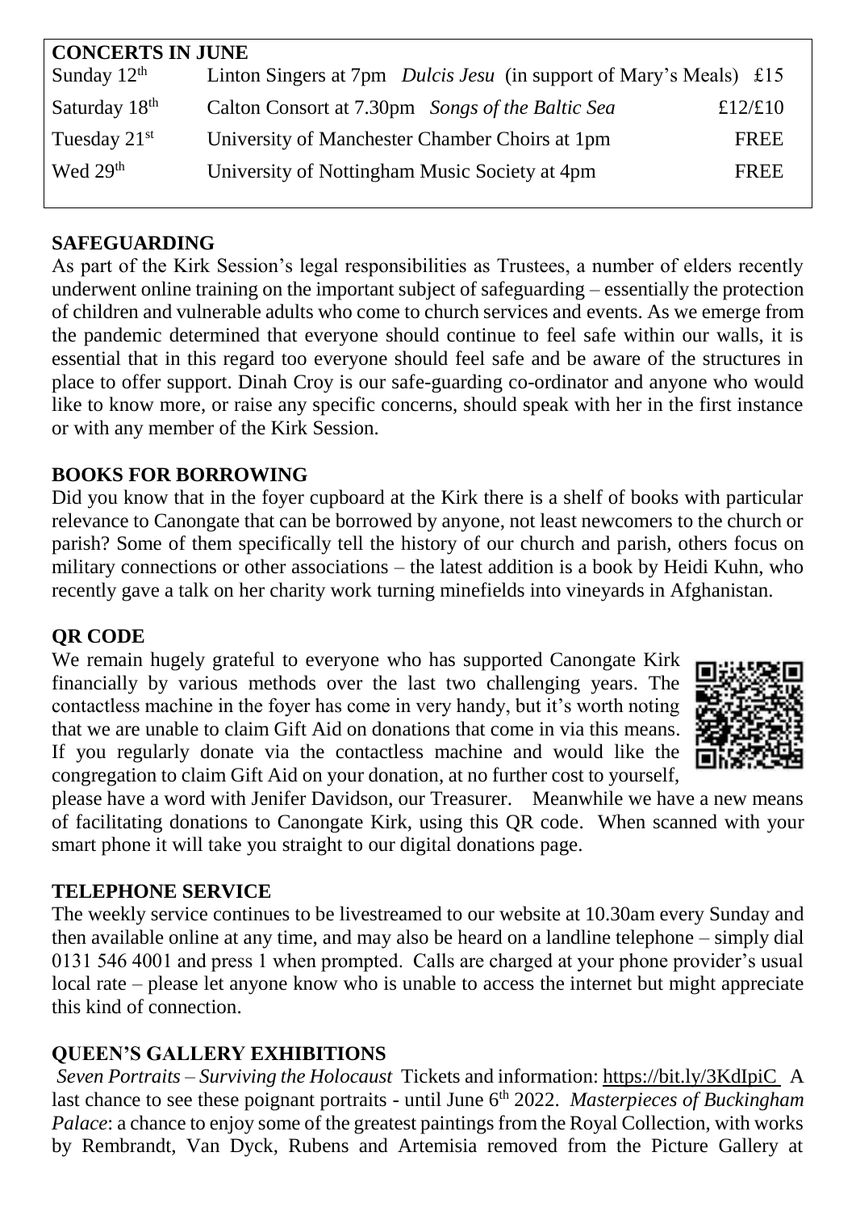**CONCERTS IN JUNE**

| | | |
|---|---|---|
| Sunday 12th | Linton Singers at 7pm *Dulcis Jesu* (in support of Mary's Meals) | £15 |
| Saturday 18th | Calton Consort at 7.30pm *Songs of the Baltic Sea* | £12/£10 |
| Tuesday 21st | University of Manchester Chamber Choirs at 1pm | FREE |
| Wed 29th | University of Nottingham Music Society at 4pm | FREE |

## SAFEGUARDING

As part of the Kirk Session's legal responsibilities as Trustees, a number of elders recently underwent online training on the important subject of safeguarding – essentially the protection of children and vulnerable adults who come to church services and events. As we emerge from the pandemic determined that everyone should continue to feel safe within our walls, it is essential that in this regard too everyone should feel safe and be aware of the structures in place to offer support. Dinah Croy is our safe-guarding co-ordinator and anyone who would like to know more, or raise any specific concerns, should speak with her in the first instance or with any member of the Kirk Session.

## BOOKS FOR BORROWING

Did you know that in the foyer cupboard at the Kirk there is a shelf of books with particular relevance to Canongate that can be borrowed by anyone, not least newcomers to the church or parish? Some of them specifically tell the history of our church and parish, others focus on military connections or other associations – the latest addition is a book by Heidi Kuhn, who recently gave a talk on her charity work turning minefields into vineyards in Afghanistan.

## QR CODE

We remain hugely grateful to everyone who has supported Canongate Kirk financially by various methods over the last two challenging years. The contactless machine in the foyer has come in very handy, but it's worth noting that we are unable to claim Gift Aid on donations that come in via this means. If you regularly donate via the contactless machine and would like the congregation to claim Gift Aid on your donation, at no further cost to yourself, please have a word with Jenifer Davidson, our Treasurer. Meanwhile we have a new means of facilitating donations to Canongate Kirk, using this QR code. When scanned with your smart phone it will take you straight to our digital donations page.

## TELEPHONE SERVICE

The weekly service continues to be livestreamed to our website at 10.30am every Sunday and then available online at any time, and may also be heard on a landline telephone – simply dial 0131 546 4001 and press 1 when prompted. Calls are charged at your phone provider's usual local rate – please let anyone know who is unable to access the internet but might appreciate this kind of connection.

## QUEEN'S GALLERY EXHIBITIONS

*Seven Portraits – Surviving the Holocaust* Tickets and information: https://bit.ly/3KdIpiC A last chance to see these poignant portraits - until June 6th 2022. *Masterpieces of Buckingham Palace*: a chance to enjoy some of the greatest paintings from the Royal Collection, with works by Rembrandt, Van Dyck, Rubens and Artemisia removed from the Picture Gallery at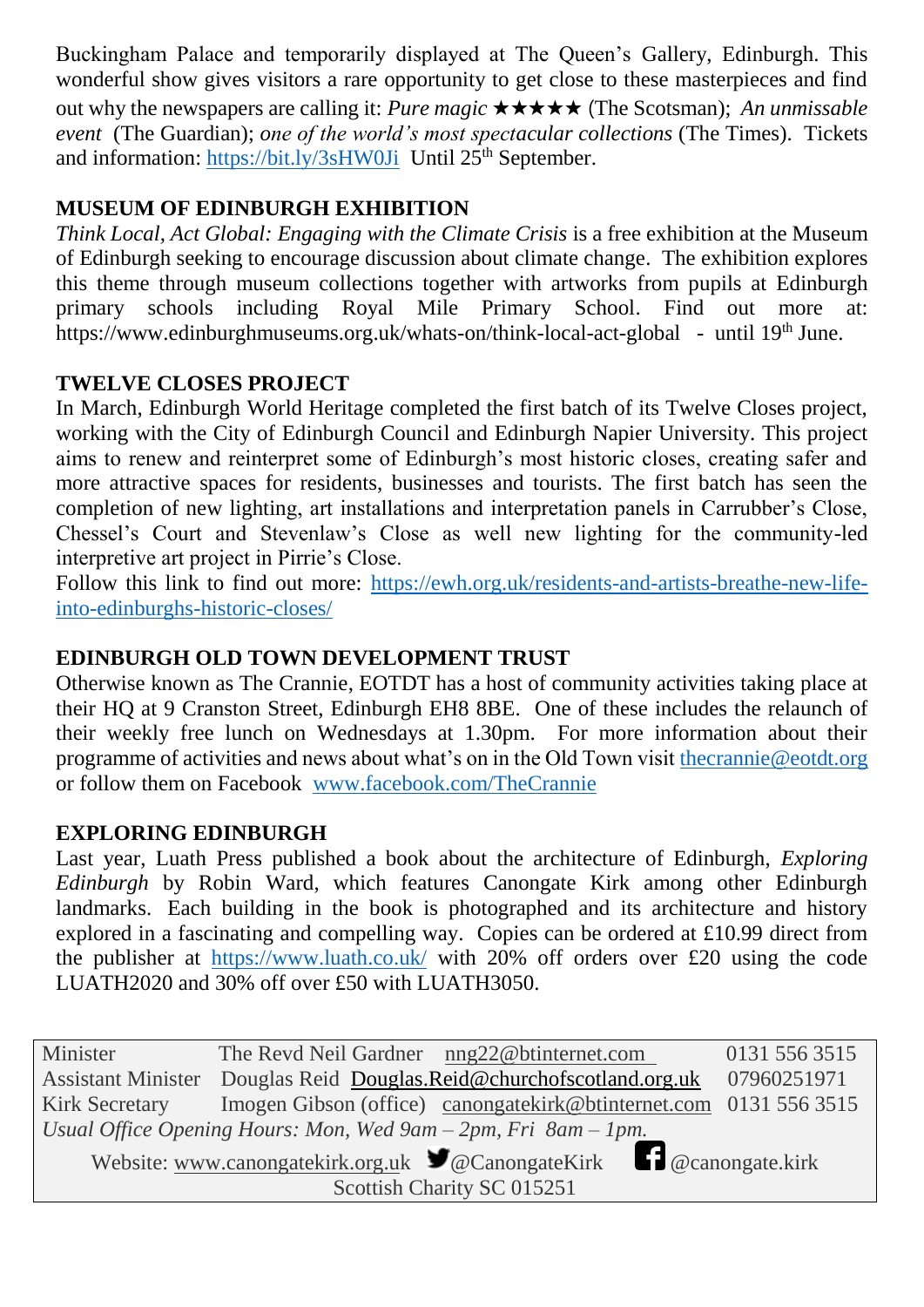Buckingham Palace and temporarily displayed at The Queen's Gallery, Edinburgh. This wonderful show gives visitors a rare opportunity to get close to these masterpieces and find out why the newspapers are calling it: *Pure magic* ★★★★★ (The Scotsman); *An unmissable event* (The Guardian); *one of the world's most spectacular collections* (The Times). Tickets and information: https://bit.ly/3sHW0Ji Until 25th September.

**MUSEUM OF EDINBURGH EXHIBITION**

*Think Local, Act Global: Engaging with the Climate Crisis* is a free exhibition at the Museum of Edinburgh seeking to encourage discussion about climate change. The exhibition explores this theme through museum collections together with artworks from pupils at Edinburgh primary schools including Royal Mile Primary School. Find out more at: https://www.edinburghmuseums.org.uk/whats-on/think-local-act-global - until 19th June.

**TWELVE CLOSES PROJECT**

In March, Edinburgh World Heritage completed the first batch of its Twelve Closes project, working with the City of Edinburgh Council and Edinburgh Napier University. This project aims to renew and reinterpret some of Edinburgh's most historic closes, creating safer and more attractive spaces for residents, businesses and tourists. The first batch has seen the completion of new lighting, art installations and interpretation panels in Carrubber's Close, Chessel's Court and Stevenlaw's Close as well new lighting for the community-led interpretive art project in Pirrie's Close.

Follow this link to find out more: https://ewh.org.uk/residents-and-artists-breathe-new-life-into-edinburghs-historic-closes/

**EDINBURGH OLD TOWN DEVELOPMENT TRUST**

Otherwise known as The Crannie, EOTDT has a host of community activities taking place at their HQ at 9 Cranston Street, Edinburgh EH8 8BE. One of these includes the relaunch of their weekly free lunch on Wednesdays at 1.30pm. For more information about their programme of activities and news about what's on in the Old Town visit thecrannie@eotdt.org or follow them on Facebook www.facebook.com/TheCrannie

**EXPLORING EDINBURGH**

Last year, Luath Press published a book about the architecture of Edinburgh, *Exploring Edinburgh* by Robin Ward, which features Canongate Kirk among other Edinburgh landmarks. Each building in the book is photographed and its architecture and history explored in a fascinating and compelling way. Copies can be ordered at £10.99 direct from the publisher at https://www.luath.co.uk/ with 20% off orders over £20 using the code LUATH2020 and 30% off over £50 with LUATH3050.

| | | | |
|---|---|---|---|
| Minister | The Revd Neil Gardner | nng22@btinternet.com | 0131 556 3515 |
| Assistant Minister | Douglas Reid | Douglas.Reid@churchofscotland.org.uk | 07960251971 |
| Kirk Secretary | Imogen Gibson (office) | canongatekirk@btinternet.com | 0131 556 3515 |

*Usual Office Opening Hours: Mon, Wed 9am – 2pm, Fri 8am – 1pm.*

Website: www.canongatekirk.org.uk @CanongateKirk @canongate.kirk

Scottish Charity SC 015251